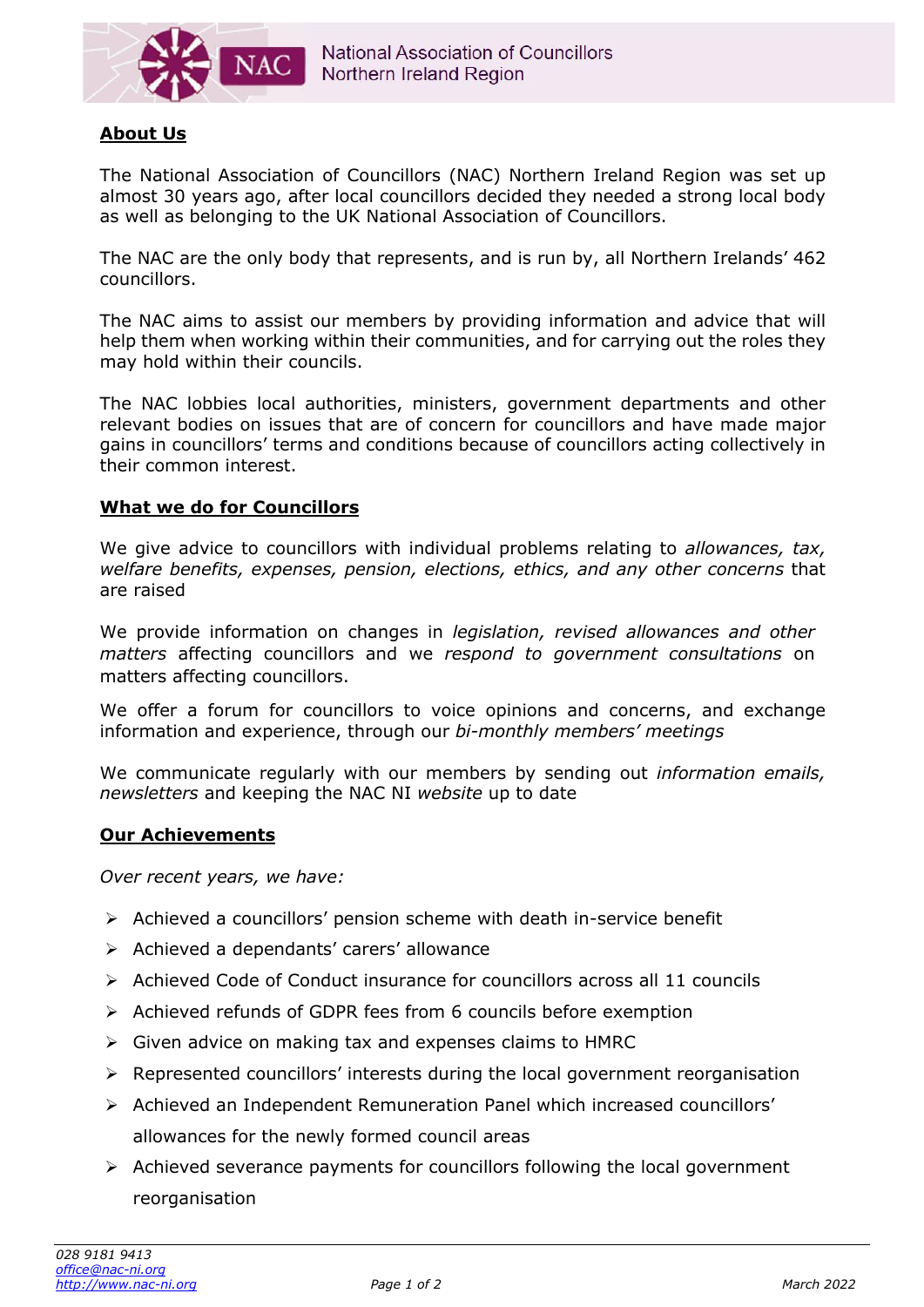National Association of Councillors
Northern Ireland Region

## About Us

The National Association of Councillors (NAC) Northern Ireland Region was set up almost 30 years ago, after local councillors decided they needed a strong local body as well as belonging to the UK National Association of Councillors.

The NAC are the only body that represents, and is run by, all Northern Irelands' 462 councillors.

The NAC aims to assist our members by providing information and advice that will help them when working within their communities, and for carrying out the roles they may hold within their councils.

The NAC lobbies local authorities, ministers, government departments and other relevant bodies on issues that are of concern for councillors and have made major gains in councillors' terms and conditions because of councillors acting collectively in their common interest.

## What we do for Councillors

We give advice to councillors with individual problems relating to *allowances, tax, welfare benefits, expenses, pension, elections, ethics, and any other concerns* that are raised

We provide information on changes in *legislation, revised allowances and other matters* affecting councillors and we *respond to government consultations* on matters affecting councillors.

We offer a forum for councillors to voice opinions and concerns, and exchange information and experience, through our *bi-monthly members' meetings*

We communicate regularly with our members by sending out *information emails, newsletters* and keeping the NAC NI *website* up to date

## Our Achievements

*Over recent years, we have:*

- Achieved a councillors' pension scheme with death in-service benefit
- Achieved a dependants' carers' allowance
- Achieved Code of Conduct insurance for councillors across all 11 councils
- Achieved refunds of GDPR fees from 6 councils before exemption
- Given advice on making tax and expenses claims to HMRC
- Represented councillors' interests during the local government reorganisation
- Achieved an Independent Remuneration Panel which increased councillors' allowances for the newly formed council areas
- Achieved severance payments for councillors following the local government reorganisation

*028 9181 9413*
*office@nac-ni.org*
*http://www.nac-ni.org*

*March 2022*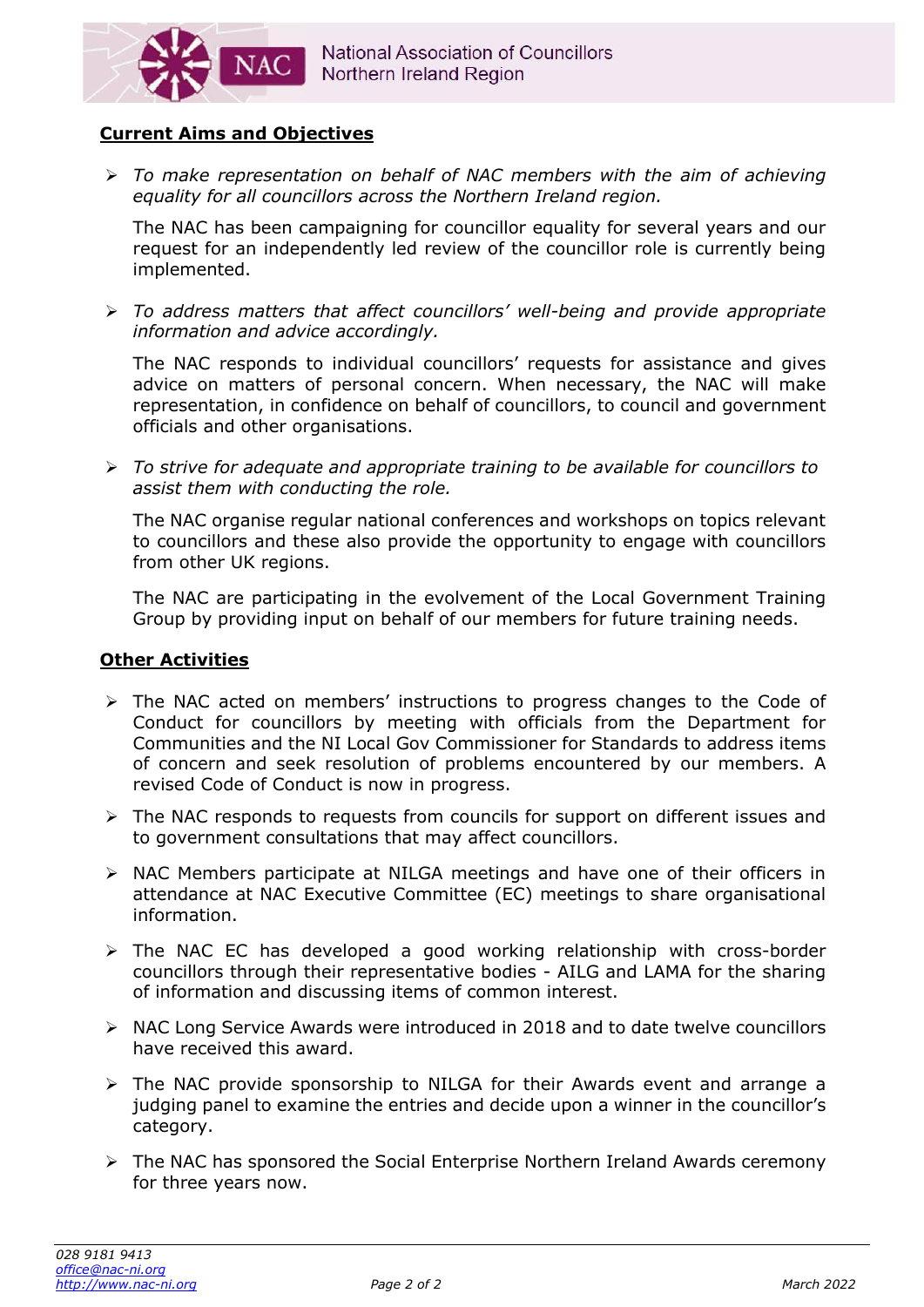## Current Aims and Objectives

- *To make representation on behalf of NAC members with the aim of achieving equality for all councillors across the Northern Ireland region.*

  The NAC has been campaigning for councillor equality for several years and our request for an independently led review of the councillor role is currently being implemented.

- *To address matters that affect councillors' well-being and provide appropriate information and advice accordingly.*

  The NAC responds to individual councillors' requests for assistance and gives advice on matters of personal concern. When necessary, the NAC will make representation, in confidence on behalf of councillors, to council and government officials and other organisations.

- *To strive for adequate and appropriate training to be available for councillors to assist them with conducting the role.*

  The NAC organise regular national conferences and workshops on topics relevant to councillors and these also provide the opportunity to engage with councillors from other UK regions.

  The NAC are participating in the evolvement of the Local Government Training Group by providing input on behalf of our members for future training needs.

## Other Activities

- The NAC acted on members' instructions to progress changes to the Code of Conduct for councillors by meeting with officials from the Department for Communities and the NI Local Gov Commissioner for Standards to address items of concern and seek resolution of problems encountered by our members. A revised Code of Conduct is now in progress.
- The NAC responds to requests from councils for support on different issues and to government consultations that may affect councillors.
- NAC Members participate at NILGA meetings and have one of their officers in attendance at NAC Executive Committee (EC) meetings to share organisational information.
- The NAC EC has developed a good working relationship with cross-border councillors through their representative bodies - AILG and LAMA for the sharing of information and discussing items of common interest.
- NAC Long Service Awards were introduced in 2018 and to date twelve councillors have received this award.
- The NAC provide sponsorship to NILGA for their Awards event and arrange a judging panel to examine the entries and decide upon a winner in the councillor's category.
- The NAC has sponsored the Social Enterprise Northern Ireland Awards ceremony for three years now.